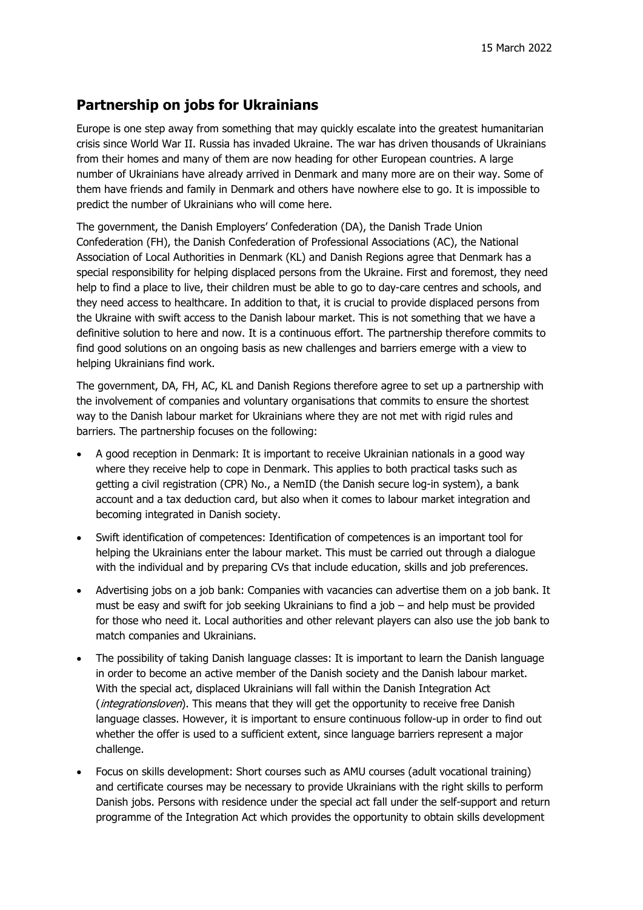15 March 2022

## Partnership on jobs for Ukrainians

Europe is one step away from something that may quickly escalate into the greatest humanitarian crisis since World War II. Russia has invaded Ukraine. The war has driven thousands of Ukrainians from their homes and many of them are now heading for other European countries. A large number of Ukrainians have already arrived in Denmark and many more are on their way. Some of them have friends and family in Denmark and others have nowhere else to go. It is impossible to predict the number of Ukrainians who will come here.

The government, the Danish Employers' Confederation (DA), the Danish Trade Union Confederation (FH), the Danish Confederation of Professional Associations (AC), the National Association of Local Authorities in Denmark (KL) and Danish Regions agree that Denmark has a special responsibility for helping displaced persons from the Ukraine. First and foremost, they need help to find a place to live, their children must be able to go to day-care centres and schools, and they need access to healthcare. In addition to that, it is crucial to provide displaced persons from the Ukraine with swift access to the Danish labour market. This is not something that we have a definitive solution to here and now. It is a continuous effort. The partnership therefore commits to find good solutions on an ongoing basis as new challenges and barriers emerge with a view to helping Ukrainians find work.

The government, DA, FH, AC, KL and Danish Regions therefore agree to set up a partnership with the involvement of companies and voluntary organisations that commits to ensure the shortest way to the Danish labour market for Ukrainians where they are not met with rigid rules and barriers. The partnership focuses on the following:

- A good reception in Denmark: It is important to receive Ukrainian nationals in a good way where they receive help to cope in Denmark. This applies to both practical tasks such as getting a civil registration (CPR) No., a NemID (the Danish secure log-in system), a bank account and a tax deduction card, but also when it comes to labour market integration and becoming integrated in Danish society.
- Swift identification of competences: Identification of competences is an important tool for helping the Ukrainians enter the labour market. This must be carried out through a dialogue with the individual and by preparing CVs that include education, skills and job preferences.
- Advertising jobs on a job bank: Companies with vacancies can advertise them on a job bank. It must be easy and swift for job seeking Ukrainians to find a job – and help must be provided for those who need it. Local authorities and other relevant players can also use the job bank to match companies and Ukrainians.
- The possibility of taking Danish language classes: It is important to learn the Danish language in order to become an active member of the Danish society and the Danish labour market. With the special act, displaced Ukrainians will fall within the Danish Integration Act (*integrationsloven*). This means that they will get the opportunity to receive free Danish language classes. However, it is important to ensure continuous follow-up in order to find out whether the offer is used to a sufficient extent, since language barriers represent a major challenge.
- Focus on skills development: Short courses such as AMU courses (adult vocational training) and certificate courses may be necessary to provide Ukrainians with the right skills to perform Danish jobs. Persons with residence under the special act fall under the self-support and return programme of the Integration Act which provides the opportunity to obtain skills development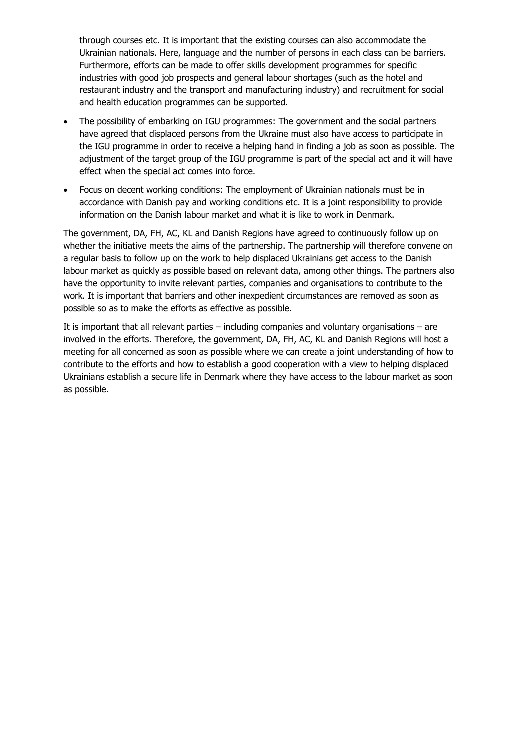through courses etc. It is important that the existing courses can also accommodate the Ukrainian nationals. Here, language and the number of persons in each class can be barriers. Furthermore, efforts can be made to offer skills development programmes for specific industries with good job prospects and general labour shortages (such as the hotel and restaurant industry and the transport and manufacturing industry) and recruitment for social and health education programmes can be supported.

- The possibility of embarking on IGU programmes: The government and the social partners have agreed that displaced persons from the Ukraine must also have access to participate in the IGU programme in order to receive a helping hand in finding a job as soon as possible. The adjustment of the target group of the IGU programme is part of the special act and it will have effect when the special act comes into force.
- Focus on decent working conditions: The employment of Ukrainian nationals must be in accordance with Danish pay and working conditions etc. It is a joint responsibility to provide information on the Danish labour market and what it is like to work in Denmark.

The government, DA, FH, AC, KL and Danish Regions have agreed to continuously follow up on whether the initiative meets the aims of the partnership. The partnership will therefore convene on a regular basis to follow up on the work to help displaced Ukrainians get access to the Danish labour market as quickly as possible based on relevant data, among other things. The partners also have the opportunity to invite relevant parties, companies and organisations to contribute to the work. It is important that barriers and other inexpedient circumstances are removed as soon as possible so as to make the efforts as effective as possible.

It is important that all relevant parties – including companies and voluntary organisations – are involved in the efforts. Therefore, the government, DA, FH, AC, KL and Danish Regions will host a meeting for all concerned as soon as possible where we can create a joint understanding of how to contribute to the efforts and how to establish a good cooperation with a view to helping displaced Ukrainians establish a secure life in Denmark where they have access to the labour market as soon as possible.